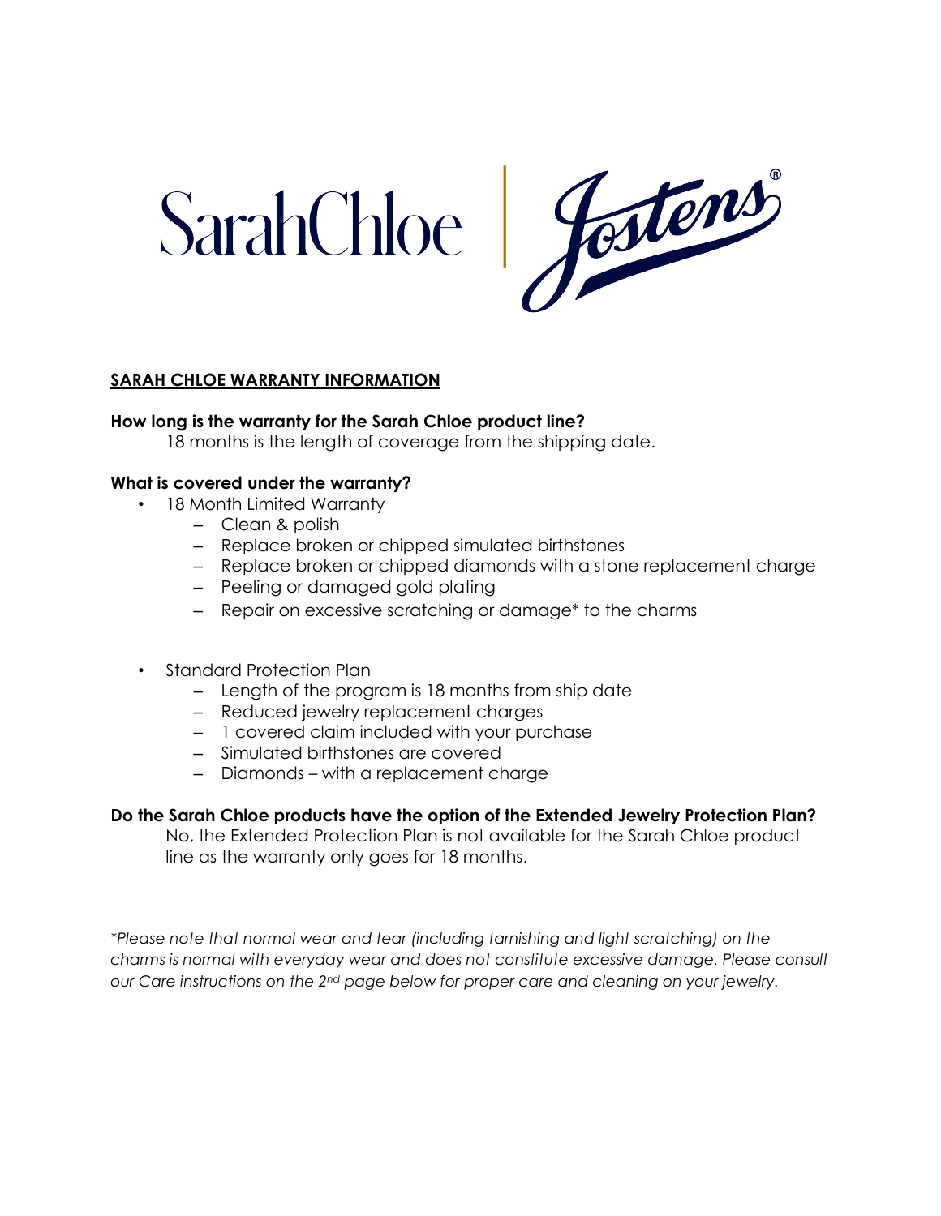SarahChloe | Jostens®

## SARAH CHLOE WARRANTY INFORMATION

**How long is the warranty for the Sarah Chloe product line?**

18 months is the length of coverage from the shipping date.

**What is covered under the warranty?**

- 18 Month Limited Warranty
  - Clean & polish
  - Replace broken or chipped simulated birthstones
  - Replace broken or chipped diamonds with a stone replacement charge
  - Peeling or damaged gold plating
  - Repair on excessive scratching or damage* to the charms

- Standard Protection Plan
  - Length of the program is 18 months from ship date
  - Reduced jewelry replacement charges
  - 1 covered claim included with your purchase
  - Simulated birthstones are covered
  - Diamonds – with a replacement charge

**Do the Sarah Chloe products have the option of the Extended Jewelry Protection Plan?**

No, the Extended Protection Plan is not available for the Sarah Chloe product line as the warranty only goes for 18 months.

*\*Please note that normal wear and tear (including tarnishing and light scratching) on the charms is normal with everyday wear and does not constitute excessive damage. Please consult our Care instructions on the 2nd page below for proper care and cleaning on your jewelry.*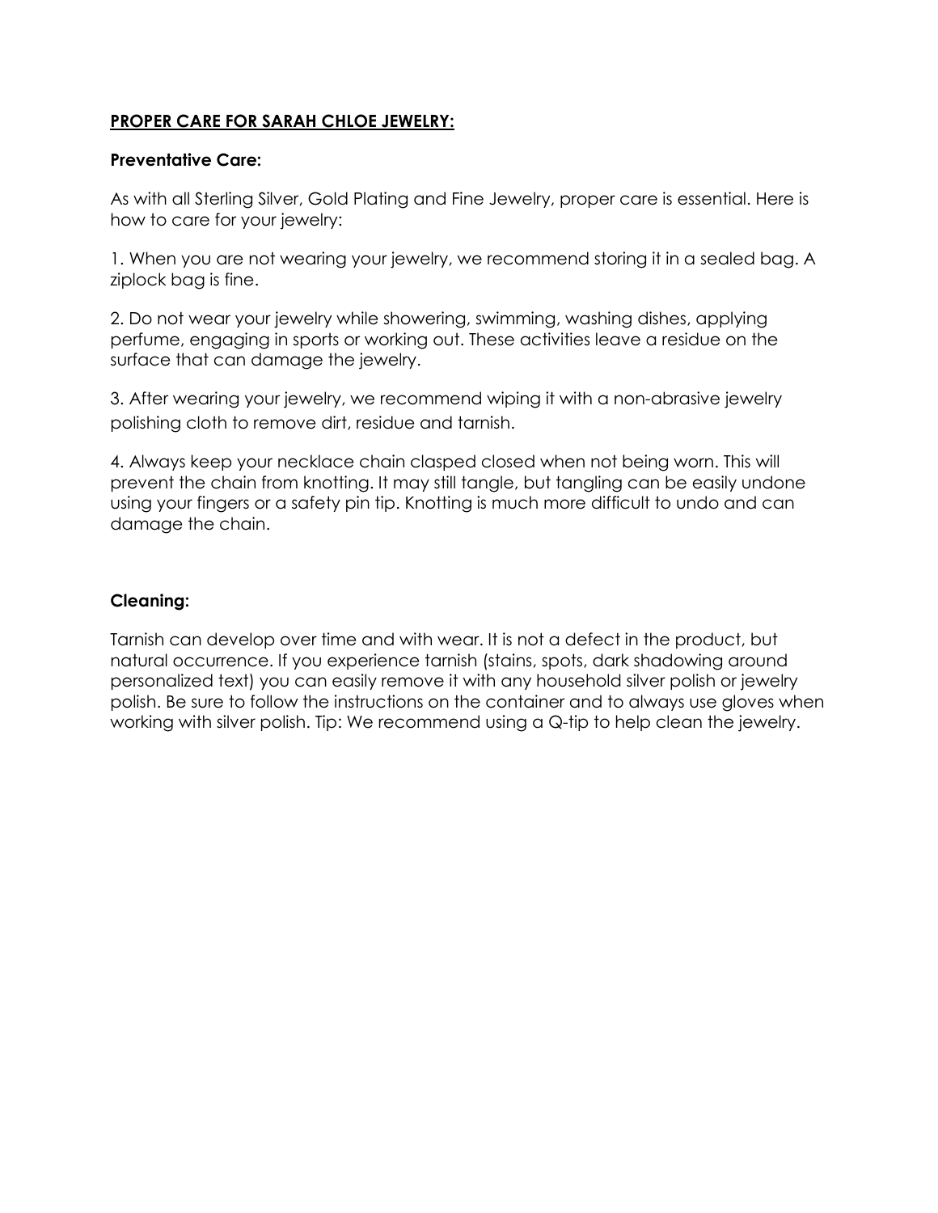## PROPER CARE FOR SARAH CHLOE JEWELRY:

### Preventative Care:

As with all Sterling Silver, Gold Plating and Fine Jewelry, proper care is essential. Here is how to care for your jewelry:

1. When you are not wearing your jewelry, we recommend storing it in a sealed bag. A ziplock bag is fine.

2. Do not wear your jewelry while showering, swimming, washing dishes, applying perfume, engaging in sports or working out. These activities leave a residue on the surface that can damage the jewelry.

3. After wearing your jewelry, we recommend wiping it with a non-abrasive jewelry polishing cloth to remove dirt, residue and tarnish.

4. Always keep your necklace chain clasped closed when not being worn. This will prevent the chain from knotting. It may still tangle, but tangling can be easily undone using your fingers or a safety pin tip. Knotting is much more difficult to undo and can damage the chain.

### Cleaning:

Tarnish can develop over time and with wear. It is not a defect in the product, but natural occurrence. If you experience tarnish (stains, spots, dark shadowing around personalized text) you can easily remove it with any household silver polish or jewelry polish. Be sure to follow the instructions on the container and to always use gloves when working with silver polish. Tip: We recommend using a Q-tip to help clean the jewelry.